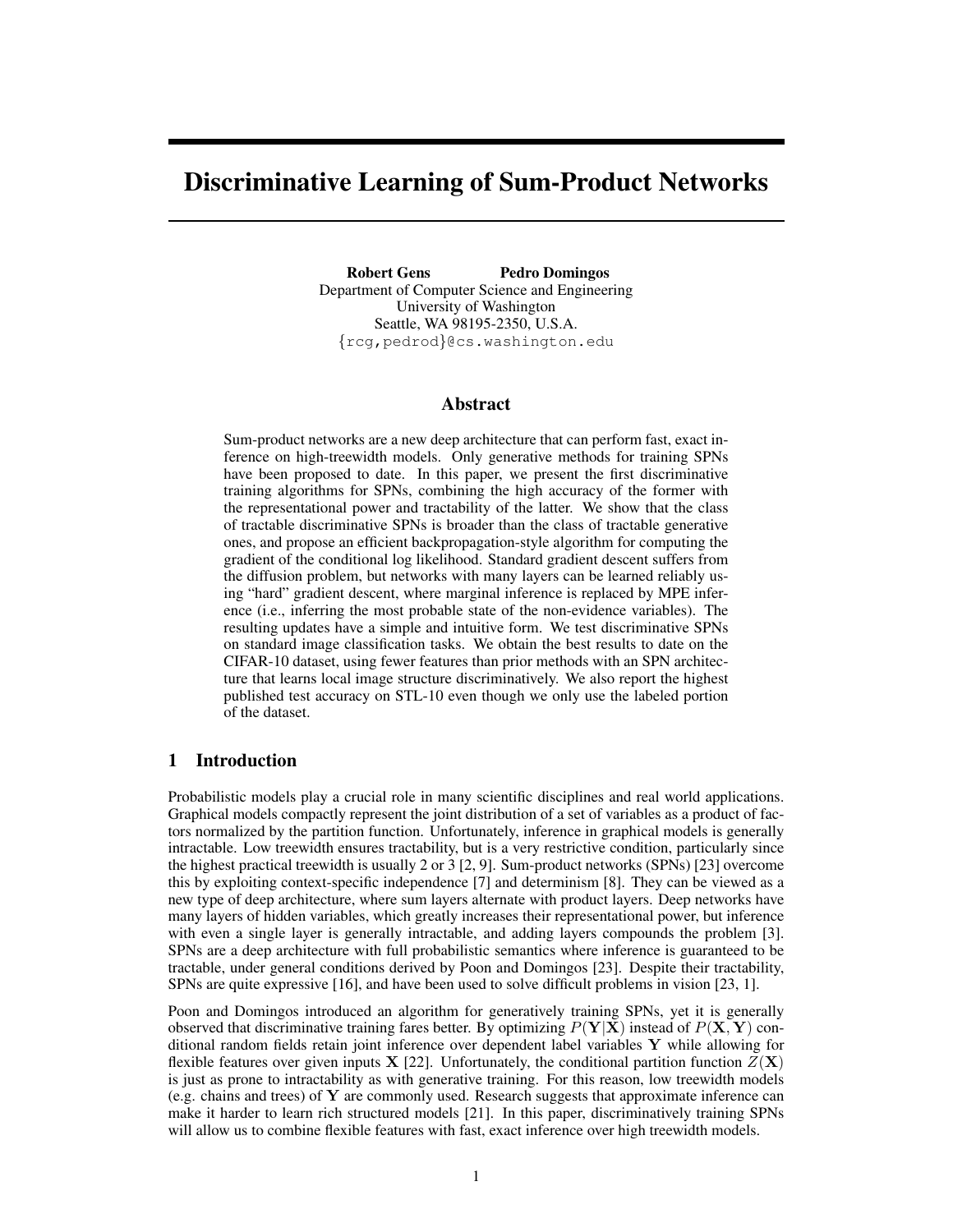# Discriminative Learning of Sum-Product Networks

**Robert Gens** **Pedro Domingos**
Department of Computer Science and Engineering
University of Washington
Seattle, WA 98195-2350, U.S.A.
{rcg,pedrod}@cs.washington.edu

## Abstract

Sum-product networks are a new deep architecture that can perform fast, exact inference on high-treewidth models. Only generative methods for training SPNs have been proposed to date. In this paper, we present the first discriminative training algorithms for SPNs, combining the high accuracy of the former with the representational power and tractability of the latter. We show that the class of tractable discriminative SPNs is broader than the class of tractable generative ones, and propose an efficient backpropagation-style algorithm for computing the gradient of the conditional log likelihood. Standard gradient descent suffers from the diffusion problem, but networks with many layers can be learned reliably using "hard" gradient descent, where marginal inference is replaced by MPE inference (i.e., inferring the most probable state of the non-evidence variables). The resulting updates have a simple and intuitive form. We test discriminative SPNs on standard image classification tasks. We obtain the best results to date on the CIFAR-10 dataset, using fewer features than prior methods with an SPN architecture that learns local image structure discriminatively. We also report the highest published test accuracy on STL-10 even though we only use the labeled portion of the dataset.

## 1 Introduction

Probabilistic models play a crucial role in many scientific disciplines and real world applications. Graphical models compactly represent the joint distribution of a set of variables as a product of factors normalized by the partition function. Unfortunately, inference in graphical models is generally intractable. Low treewidth ensures tractability, but is a very restrictive condition, particularly since the highest practical treewidth is usually 2 or 3 [2, 9]. Sum-product networks (SPNs) [23] overcome this by exploiting context-specific independence [7] and determinism [8]. They can be viewed as a new type of deep architecture, where sum layers alternate with product layers. Deep networks have many layers of hidden variables, which greatly increases their representational power, but inference with even a single layer is generally intractable, and adding layers compounds the problem [3]. SPNs are a deep architecture with full probabilistic semantics where inference is guaranteed to be tractable, under general conditions derived by Poon and Domingos [23]. Despite their tractability, SPNs are quite expressive [16], and have been used to solve difficult problems in vision [23, 1].

Poon and Domingos introduced an algorithm for generatively training SPNs, yet it is generally observed that discriminative training fares better. By optimizing $P(\mathbf{Y}|\mathbf{X})$ instead of $P(\mathbf{X}, \mathbf{Y})$ conditional random fields retain joint inference over dependent label variables $\mathbf{Y}$ while allowing for flexible features over given inputs $\mathbf{X}$ [22]. Unfortunately, the conditional partition function $Z(\mathbf{X})$ is just as prone to intractability as with generative training. For this reason, low treewidth models (e.g. chains and trees) of $\mathbf{Y}$ are commonly used. Research suggests that approximate inference can make it harder to learn rich structured models [21]. In this paper, discriminatively training SPNs will allow us to combine flexible features with fast, exact inference over high treewidth models.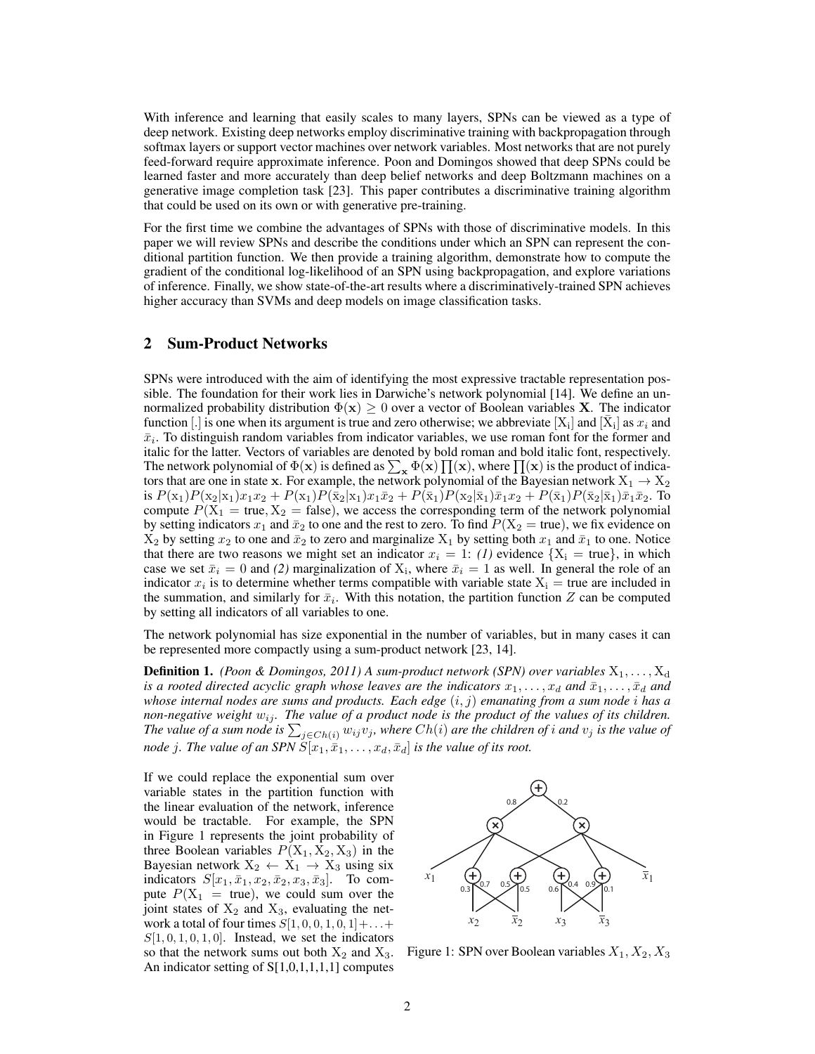With inference and learning that easily scales to many layers, SPNs can be viewed as a type of deep network. Existing deep networks employ discriminative training with backpropagation through softmax layers or support vector machines over network variables. Most networks that are not purely feed-forward require approximate inference. Poon and Domingos showed that deep SPNs could be learned faster and more accurately than deep belief networks and deep Boltzmann machines on a generative image completion task [23]. This paper contributes a discriminative training algorithm that could be used on its own or with generative pre-training.

For the first time we combine the advantages of SPNs with those of discriminative models. In this paper we will review SPNs and describe the conditions under which an SPN can represent the conditional partition function. We then provide a training algorithm, demonstrate how to compute the gradient of the conditional log-likelihood of an SPN using backpropagation, and explore variations of inference. Finally, we show state-of-the-art results where a discriminatively-trained SPN achieves higher accuracy than SVMs and deep models on image classification tasks.

## 2 Sum-Product Networks

SPNs were introduced with the aim of identifying the most expressive tractable representation possible. The foundation for their work lies in Darwiche's network polynomial [14]. We define an unnormalized probability distribution $\Phi(\mathbf{x}) \geq 0$ over a vector of Boolean variables $\mathbf{X}$. The indicator function $[.]$ is one when its argument is true and zero otherwise; we abbreviate $[\mathrm{X_i}]$ and $[\bar{\mathrm{X}}_\mathrm{i}]$ as $x_i$ and $\bar{x}_i$. To distinguish random variables from indicator variables, we use roman font for the former and italic for the latter. Vectors of variables are denoted by bold roman and bold italic font, respectively. The network polynomial of $\Phi(\mathbf{x})$ is defined as $\sum_{\mathbf{x}} \Phi(\mathbf{x}) \prod(\mathbf{x})$, where $\prod(\mathbf{x})$ is the product of indicators that are one in state $\mathbf{x}$. For example, the network polynomial of the Bayesian network $\mathrm{X_1} \rightarrow \mathrm{X_2}$ is $P(\mathrm{x_1})P(\mathrm{x_2}|\mathrm{x_1})x_1x_2 + P(\mathrm{x_1})P(\bar{\mathrm{x}}_2|\mathrm{x_1})x_1\bar{x}_2 + P(\bar{\mathrm{x}}_1)P(\mathrm{x_2}|\bar{\mathrm{x}}_1)\bar{x}_1x_2 + P(\bar{\mathrm{x}}_1)P(\bar{\mathrm{x}}_2|\bar{\mathrm{x}}_1)\bar{x}_1\bar{x}_2$. To compute $P(\mathrm{X_1} = \text{true}, \mathrm{X_2} = \text{false})$, we access the corresponding term of the network polynomial by setting indicators $x_1$ and $\bar{x}_2$ to one and the rest to zero. To find $P(\mathrm{X_2} = \text{true})$, we fix evidence on $\mathrm{X_2}$ by setting $x_2$ to one and $\bar{x}_2$ to zero and marginalize $\mathrm{X_1}$ by setting both $x_1$ and $\bar{x}_1$ to one. Notice that there are two reasons we might set an indicator $x_i = 1$: *(1)* evidence $\{\mathrm{X_i} = \text{true}\}$, in which case we set $\bar{x}_i = 0$ and *(2)* marginalization of $\mathrm{X_i}$, where $\bar{x}_i = 1$ as well. In general the role of an indicator $x_i$ is to determine whether terms compatible with variable state $\mathrm{X_i} = \text{true}$ are included in the summation, and similarly for $\bar{x}_i$. With this notation, the partition function $Z$ can be computed by setting all indicators of all variables to one.

The network polynomial has size exponential in the number of variables, but in many cases it can be represented more compactly using a sum-product network [23, 14].

**Definition 1.** *(Poon & Domingos, 2011) A sum-product network (SPN) over variables $\mathrm{X_1}, \ldots, \mathrm{X_d}$ is a rooted directed acyclic graph whose leaves are the indicators $x_1, \ldots, x_d$ and $\bar{x}_1, \ldots, \bar{x}_d$ and whose internal nodes are sums and products. Each edge $(i, j)$ emanating from a sum node $i$ has a non-negative weight $w_{ij}$. The value of a product node is the product of the values of its children. The value of a sum node is $\sum_{j \in Ch(i)} w_{ij} v_j$, where $Ch(i)$ are the children of $i$ and $v_j$ is the value of node $j$. The value of an SPN $S[x_1, \bar{x}_1, \ldots, x_d, \bar{x}_d]$ is the value of its root.*

If we could replace the exponential sum over variable states in the partition function with the linear evaluation of the network, inference would be tractable. For example, the SPN in Figure 1 represents the joint probability of three Boolean variables $P(\mathrm{X_1}, \mathrm{X_2}, \mathrm{X_3})$ in the Bayesian network $\mathrm{X_2} \leftarrow \mathrm{X_1} \rightarrow \mathrm{X_3}$ using six indicators $S[x_1, \bar{x}_1, x_2, \bar{x}_2, x_3, \bar{x}_3]$. To compute $P(\mathrm{X_1} = \text{true})$, we could sum over the joint states of $\mathrm{X_2}$ and $\mathrm{X_3}$, evaluating the network a total of four times $S[1, 0, 0, 1, 0, 1] + \ldots + S[1, 0, 1, 0, 1, 0]$. Instead, we set the indicators so that the network sums out both $\mathrm{X_2}$ and $\mathrm{X_3}$. An indicator setting of S[1,0,1,1,1,1] computes

Figure 1: SPN over Boolean variables $X_1, X_2, X_3$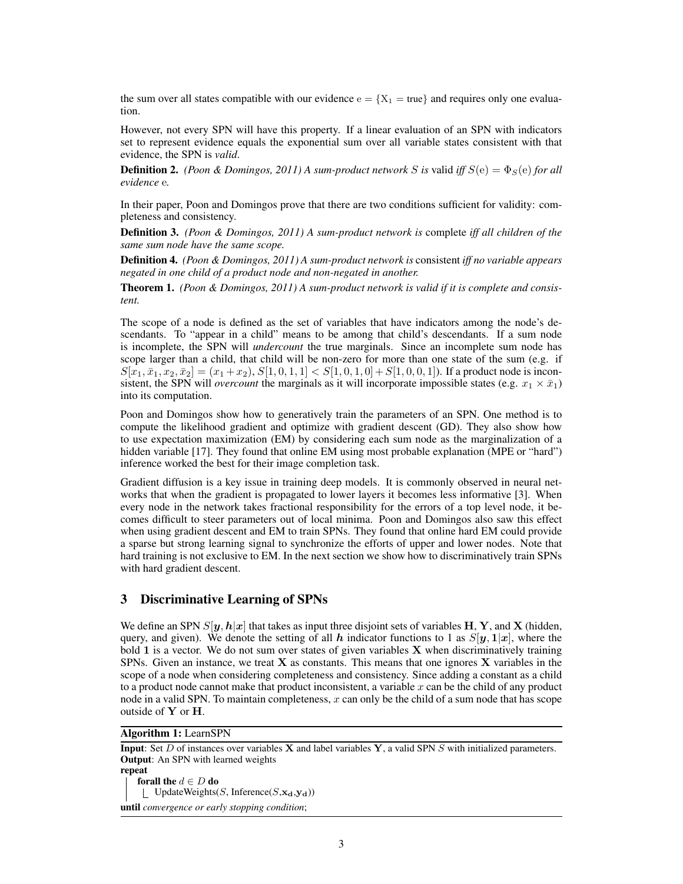the sum over all states compatible with our evidence $\mathrm{e} = \{\mathrm{X}_1 = \text{true}\}$ and requires only one evaluation.

However, not every SPN will have this property. If a linear evaluation of an SPN with indicators set to represent evidence equals the exponential sum over all variable states consistent with that evidence, the SPN is *valid*.

**Definition 2.** *(Poon & Domingos, 2011) A sum-product network $S$ is* valid *iff $S(\mathrm{e}) = \Phi_S(\mathrm{e})$ for all evidence* e*.*

In their paper, Poon and Domingos prove that there are two conditions sufficient for validity: completeness and consistency.

**Definition 3.** *(Poon & Domingos, 2011) A sum-product network is* complete *iff all children of the same sum node have the same scope.*

**Definition 4.** *(Poon & Domingos, 2011) A sum-product network is* consistent *iff no variable appears negated in one child of a product node and non-negated in another.*

**Theorem 1.** *(Poon & Domingos, 2011) A sum-product network is valid if it is complete and consistent.*

The scope of a node is defined as the set of variables that have indicators among the node's descendants. To "appear in a child" means to be among that child's descendants. If a sum node is incomplete, the SPN will *undercount* the true marginals. Since an incomplete sum node has scope larger than a child, that child will be non-zero for more than one state of the sum (e.g. if $S[x_1, \bar{x}_1, x_2, \bar{x}_2] = (x_1 + x_2)$, $S[1, 0, 1, 1] < S[1, 0, 1, 0] + S[1, 0, 0, 1]$). If a product node is inconsistent, the SPN will *overcount* the marginals as it will incorporate impossible states (e.g. $x_1 \times \bar{x}_1$) into its computation.

Poon and Domingos show how to generatively train the parameters of an SPN. One method is to compute the likelihood gradient and optimize with gradient descent (GD). They also show how to use expectation maximization (EM) by considering each sum node as the marginalization of a hidden variable [17]. They found that online EM using most probable explanation (MPE or "hard") inference worked the best for their image completion task.

Gradient diffusion is a key issue in training deep models. It is commonly observed in neural networks that when the gradient is propagated to lower layers it becomes less informative [3]. When every node in the network takes fractional responsibility for the errors of a top level node, it becomes difficult to steer parameters out of local minima. Poon and Domingos also saw this effect when using gradient descent and EM to train SPNs. They found that online hard EM could provide a sparse but strong learning signal to synchronize the efforts of upper and lower nodes. Note that hard training is not exclusive to EM. In the next section we show how to discriminatively train SPNs with hard gradient descent.

## 3 Discriminative Learning of SPNs

We define an SPN $S[\boldsymbol{y}, \boldsymbol{h}|\boldsymbol{x}]$ that takes as input three disjoint sets of variables $\mathbf{H}$, $\mathbf{Y}$, and $\mathbf{X}$ (hidden, query, and given). We denote the setting of all $\boldsymbol{h}$ indicator functions to 1 as $S[\boldsymbol{y}, \mathbf{1}|\boldsymbol{x}]$, where the bold $\mathbf{1}$ is a vector. We do not sum over states of given variables $\mathbf{X}$ when discriminatively training SPNs. Given an instance, we treat $\mathbf{X}$ as constants. This means that one ignores $\mathbf{X}$ variables in the scope of a node when considering completeness and consistency. Since adding a constant as a child to a product node cannot make that product inconsistent, a variable $x$ can be the child of any product node in a valid SPN. To maintain completeness, $x$ can only be the child of a sum node that has scope outside of $\mathbf{Y}$ or $\mathbf{H}$.

**Algorithm 1:** LearnSPN

```
Input: Set D of instances over variables X and label variables Y, a valid SPN S with initialized parameters.
Output: An SPN with learned weights
repeat
    forall the d ∈ D do
        UpdateWeights(S, Inference(S,x_d,y_d))
until convergence or early stopping condition;
```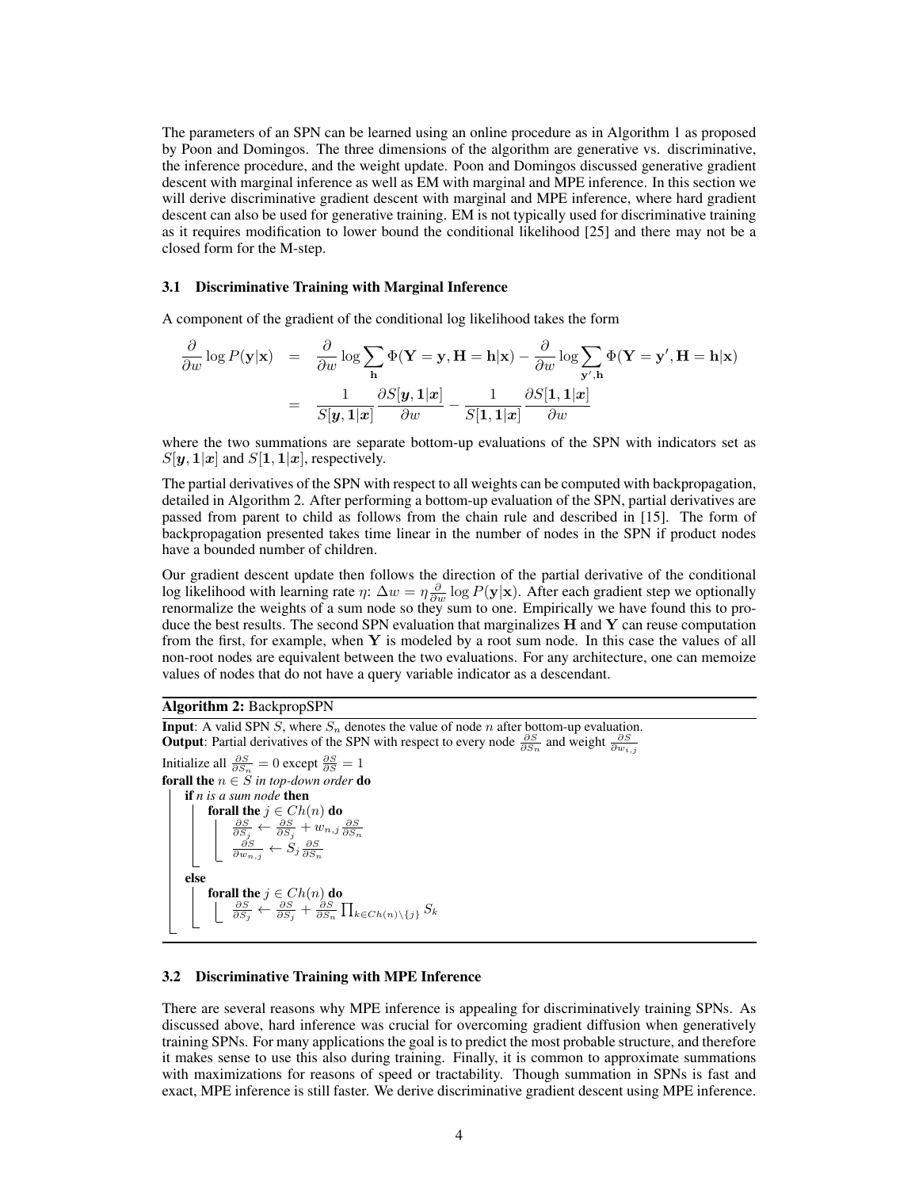The parameters of an SPN can be learned using an online procedure as in Algorithm 1 as proposed by Poon and Domingos. The three dimensions of the algorithm are generative vs. discriminative, the inference procedure, and the weight update. Poon and Domingos discussed generative gradient descent with marginal inference as well as EM with marginal and MPE inference. In this section we will derive discriminative gradient descent with marginal and MPE inference, where hard gradient descent can also be used for generative training. EM is not typically used for discriminative training as it requires modification to lower bound the conditional likelihood [25] and there may not be a closed form for the M-step.

### 3.1 Discriminative Training with Marginal Inference

A component of the gradient of the conditional log likelihood takes the form

$$
\begin{aligned}
\frac{\partial}{\partial w} \log P(\mathbf{y}|\mathbf{x}) &= \frac{\partial}{\partial w} \log \sum_{\mathbf{h}} \Phi(\mathbf{Y}=\mathbf{y}, \mathbf{H}=\mathbf{h}|\mathbf{x}) - \frac{\partial}{\partial w} \log \sum_{\mathbf{y}',\mathbf{h}} \Phi(\mathbf{Y}=\mathbf{y}', \mathbf{H}=\mathbf{h}|\mathbf{x}) \\
&= \frac{1}{S[\boldsymbol{y}, \mathbf{1}|\boldsymbol{x}]} \frac{\partial S[\boldsymbol{y}, \mathbf{1}|\boldsymbol{x}]}{\partial w} - \frac{1}{S[\mathbf{1}, \mathbf{1}|\boldsymbol{x}]} \frac{\partial S[\mathbf{1}, \mathbf{1}|\boldsymbol{x}]}{\partial w}
\end{aligned}
$$

where the two summations are separate bottom-up evaluations of the SPN with indicators set as $S[\boldsymbol{y}, \mathbf{1}|\boldsymbol{x}]$ and $S[\mathbf{1}, \mathbf{1}|\boldsymbol{x}]$, respectively.

The partial derivatives of the SPN with respect to all weights can be computed with backpropagation, detailed in Algorithm 2. After performing a bottom-up evaluation of the SPN, partial derivatives are passed from parent to child as follows from the chain rule and described in [15]. The form of backpropagation presented takes time linear in the number of nodes in the SPN if product nodes have a bounded number of children.

Our gradient descent update then follows the direction of the partial derivative of the conditional log likelihood with learning rate $\eta$: $\Delta w = \eta \frac{\partial}{\partial w} \log P(\mathbf{y}|\mathbf{x})$. After each gradient step we optionally renormalize the weights of a sum node so they sum to one. Empirically we have found this to produce the best results. The second SPN evaluation that marginalizes $\mathbf{H}$ and $\mathbf{Y}$ can reuse computation from the first, for example, when $\mathbf{Y}$ is modeled by a root sum node. In this case the values of all non-root nodes are equivalent between the two evaluations. For any architecture, one can memoize values of nodes that do not have a query variable indicator as a descendant.

**Algorithm 2:** BackpropSPN

```
Input: A valid SPN S, where S_n denotes the value of node n after bottom-up evaluation.
Output: Partial derivatives of the SPN with respect to every node ∂S/∂S_n and weight ∂S/∂w_{i,j}
Initialize all ∂S/∂S_n = 0 except ∂S/∂S = 1
forall the n ∈ S in top-down order do
    if n is a sum node then
        forall the j ∈ Ch(n) do
            ∂S/∂S_j ← ∂S/∂S_j + w_{n,j} ∂S/∂S_n
            ∂S/∂w_{n,j} ← S_j ∂S/∂S_n
    else
        forall the j ∈ Ch(n) do
            ∂S/∂S_j ← ∂S/∂S_j + ∂S/∂S_n ∏_{k∈Ch(n)\{j}} S_k
```

### 3.2 Discriminative Training with MPE Inference

There are several reasons why MPE inference is appealing for discriminatively training SPNs. As discussed above, hard inference was crucial for overcoming gradient diffusion when generatively training SPNs. For many applications the goal is to predict the most probable structure, and therefore it makes sense to use this also during training. Finally, it is common to approximate summations with maximizations for reasons of speed or tractability. Though summation in SPNs is fast and exact, MPE inference is still faster. We derive discriminative gradient descent using MPE inference.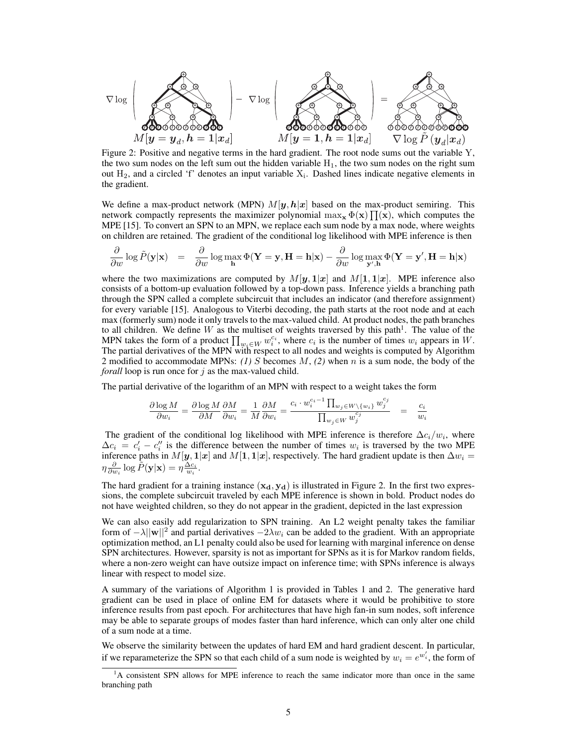$$\nabla \log \left( M[\boldsymbol{y} = \boldsymbol{y}_d, \boldsymbol{h} = \mathbf{1} | \boldsymbol{x}_d] \right) - \nabla \log \left( M[\boldsymbol{y} = \mathbf{1}, \boldsymbol{h} = \mathbf{1} | \boldsymbol{x}_d] \right) = \nabla \log \tilde{P}\left(\boldsymbol{y}_d | \boldsymbol{x}_d\right)$$

Figure 2: Positive and negative terms in the hard gradient. The root node sums out the variable Y, the two sum nodes on the left sum out the hidden variable $H_1$, the two sum nodes on the right sum out $H_2$, and a circled 'f' denotes an input variable $X_i$. Dashed lines indicate negative elements in the gradient.

We define a max-product network (MPN) $M[\boldsymbol{y}, \boldsymbol{h}|\boldsymbol{x}]$ based on the max-product semiring. This network compactly represents the maximizer polynomial $\max_{\mathbf{x}} \Phi(\mathbf{x}) \prod(\mathbf{x})$, which computes the MPE [15]. To convert an SPN to an MPN, we replace each sum node by a max node, where weights on children are retained. The gradient of the conditional log likelihood with MPE inference is then

$$\frac{\partial}{\partial w} \log \tilde{P}(\mathbf{y}|\mathbf{x}) \quad = \quad \frac{\partial}{\partial w} \log \max_{\mathbf{h}} \Phi(\mathbf{Y} = \mathbf{y}, \mathbf{H} = \mathbf{h}|\mathbf{x}) - \frac{\partial}{\partial w} \log \max_{\mathbf{y}', \mathbf{h}} \Phi(\mathbf{Y} = \mathbf{y}', \mathbf{H} = \mathbf{h}|\mathbf{x})$$

where the two maximizations are computed by $M[\boldsymbol{y}, \mathbf{1}|\boldsymbol{x}]$ and $M[\mathbf{1}, \mathbf{1}|\boldsymbol{x}]$. MPE inference also consists of a bottom-up evaluation followed by a top-down pass. Inference yields a branching path through the SPN called a complete subcircuit that includes an indicator (and therefore assignment) for every variable [15]. Analogous to Viterbi decoding, the path starts at the root node and at each max (formerly sum) node it only travels to the max-valued child. At product nodes, the path branches to all children. We define $W$ as the multiset of weights traversed by this path[1]. The value of the MPN takes the form of a product $\prod_{w_i \in W} w_i^{c_i}$, where $c_i$ is the number of times $w_i$ appears in $W$. The partial derivatives of the MPN with respect to all nodes and weights is computed by Algorithm 2 modified to accommodate MPNs: *(1)* $S$ becomes $M$, *(2)* when $n$ is a sum node, the body of the *forall* loop is run once for $j$ as the max-valued child.

The partial derivative of the logarithm of an MPN with respect to a weight takes the form

$$\frac{\partial \log M}{\partial w_i} = \frac{\partial \log M}{\partial M}\frac{\partial M}{\partial w_i} = \frac{1}{M}\frac{\partial M}{\partial w_i} = \frac{c_i \cdot w_i^{c_i - 1} \prod_{w_j \in W \setminus \{w_i\}} w_j^{c_j}}{\prod_{w_j \in W} w_j^{c_j}} \quad = \quad \frac{c_i}{w_i}$$

The gradient of the conditional log likelihood with MPE inference is therefore $\Delta c_i / w_i$, where $\Delta c_i = c'_i - c''_i$ is the difference between the number of times $w_i$ is traversed by the two MPE inference paths in $M[\boldsymbol{y}, \mathbf{1}|\boldsymbol{x}]$ and $M[\mathbf{1}, \mathbf{1}|\boldsymbol{x}]$, respectively. The hard gradient update is then $\Delta w_i = \eta \frac{\partial}{\partial w_i} \log \tilde{P}(\mathbf{y}|\mathbf{x}) = \eta \frac{\Delta c_i}{w_i}$.

The hard gradient for a training instance $(\mathbf{x_d}, \mathbf{y_d})$ is illustrated in Figure 2. In the first two expressions, the complete subcircuit traveled by each MPE inference is shown in bold. Product nodes do not have weighted children, so they do not appear in the gradient, depicted in the last expression

We can also easily add regularization to SPN training. An L2 weight penalty takes the familiar form of $-\lambda||\mathbf{w}||^2$ and partial derivatives $-2\lambda w_i$ can be added to the gradient. With an appropriate optimization method, an L1 penalty could also be used for learning with marginal inference on dense SPN architectures. However, sparsity is not as important for SPNs as it is for Markov random fields, where a non-zero weight can have outsize impact on inference time; with SPNs inference is always linear with respect to model size.

A summary of the variations of Algorithm 1 is provided in Tables 1 and 2. The generative hard gradient can be used in place of online EM for datasets where it would be prohibitive to store inference results from past epoch. For architectures that have high fan-in sum nodes, soft inference may be able to separate groups of modes faster than hard inference, which can only alter one child of a sum node at a time.

We observe the similarity between the updates of hard EM and hard gradient descent. In particular, if we reparameterize the SPN so that each child of a sum node is weighted by $w_i = e^{w'_i}$, the form of

[1] A consistent SPN allows for MPE inference to reach the same indicator more than once in the same branching path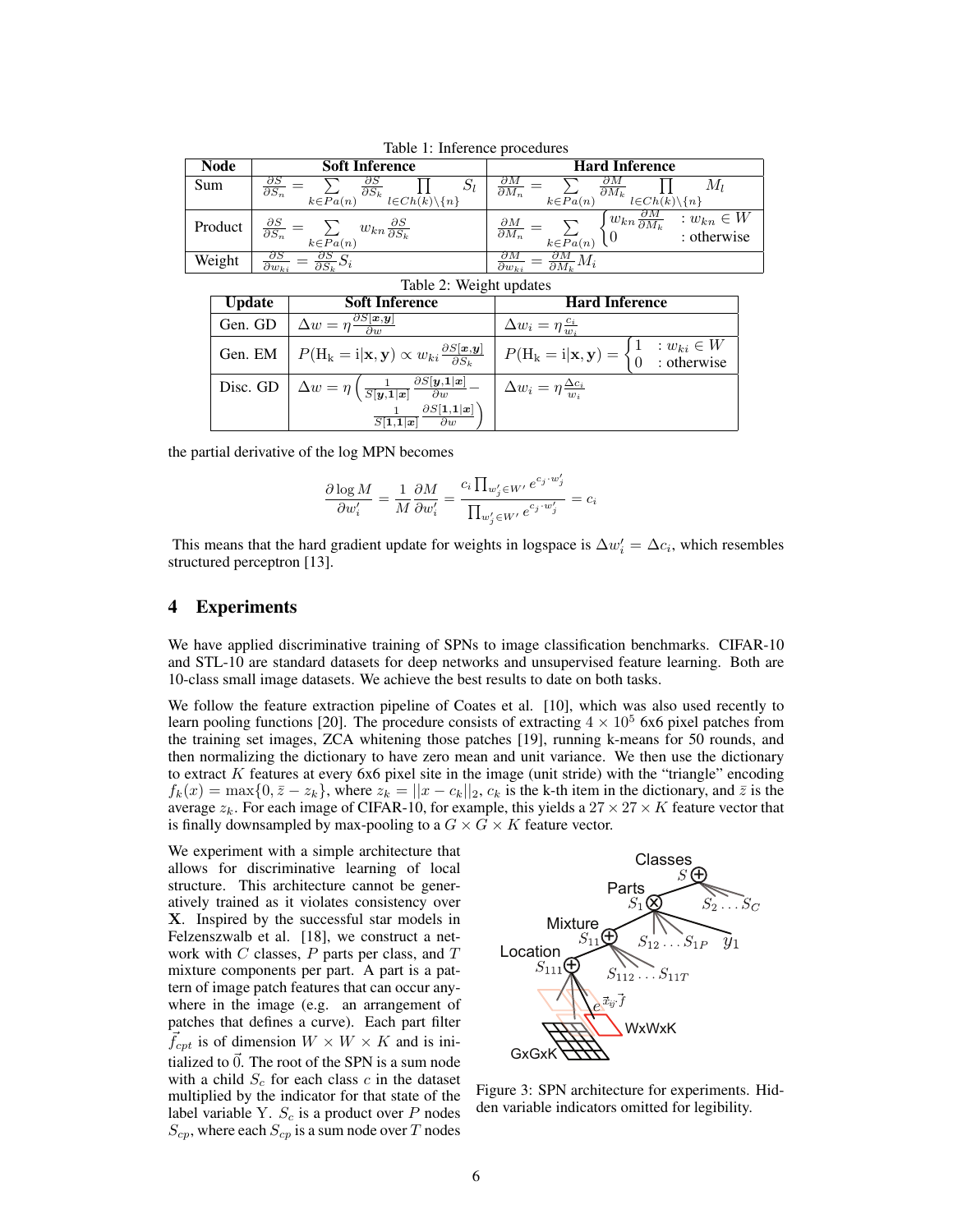Table 1: Inference procedures

| Node | Soft Inference | Hard Inference |
|---|---|---|
| Sum | $\frac{\partial S}{\partial S_n} = \sum_{k \in Pa(n)} \frac{\partial S}{\partial S_k} \prod_{l \in Ch(k) \setminus \{n\}} S_l$ | $\frac{\partial M}{\partial M_n} = \sum_{k \in Pa(n)} \frac{\partial M}{\partial M_k} \prod_{l \in Ch(k) \setminus \{n\}} M_l$ |
| Product | $\frac{\partial S}{\partial S_n} = \sum_{k \in Pa(n)} w_{kn} \frac{\partial S}{\partial S_k}$ | $\frac{\partial M}{\partial M_n} = \sum_{k \in Pa(n)} \begin{cases} w_{kn} \frac{\partial M}{\partial M_k} & : w_{kn} \in W \\ 0 & : \text{otherwise} \end{cases}$ |
| Weight | $\frac{\partial S}{\partial w_{ki}} = \frac{\partial S}{\partial S_k} S_i$ | $\frac{\partial M}{\partial w_{ki}} = \frac{\partial M}{\partial M_k} M_i$ |

Table 2: Weight updates

| Update | Soft Inference | Hard Inference |
|---|---|---|
| Gen. GD | $\Delta w = \eta \frac{\partial S[\boldsymbol{x}, \boldsymbol{y}]}{\partial w}$ | $\Delta w_i = \eta \frac{c_i}{w_i}$ |
| Gen. EM | $P(\mathrm{H_k} = \mathrm{i} \vert \mathbf{x}, \mathbf{y}) \propto w_{ki} \frac{\partial S[\boldsymbol{x}, \boldsymbol{y}]}{\partial S_k}$ | $P(\mathrm{H_k} = \mathrm{i} \vert \mathbf{x}, \mathbf{y}) = \begin{cases} 1 & : w_{ki} \in W \\ 0 & : \text{otherwise} \end{cases}$ |
| Disc. GD | $\Delta w = \eta \left( \frac{1}{S[\boldsymbol{y}, \mathbf{1} \vert \boldsymbol{x}]} \frac{\partial S[\boldsymbol{y}, \mathbf{1} \vert \boldsymbol{x}]}{\partial w} - \frac{1}{S[\mathbf{1}, \mathbf{1} \vert \boldsymbol{x}]} \frac{\partial S[\mathbf{1}, \mathbf{1} \vert \boldsymbol{x}]}{\partial w} \right)$ | $\Delta w_i = \eta \frac{\Delta c_i}{w_i}$ |

the partial derivative of the log MPN becomes

$$\frac{\partial \log M}{\partial w'_i} = \frac{1}{M} \frac{\partial M}{\partial w'_i} = \frac{c_i \prod_{w'_j \in W'} e^{c_j \cdot w'_j}}{\prod_{w'_j \in W'} e^{c_j \cdot w'_j}} = c_i$$

This means that the hard gradient update for weights in logspace is $\Delta w'_i = \Delta c_i$, which resembles structured perceptron [13].

## 4 Experiments

We have applied discriminative training of SPNs to image classification benchmarks. CIFAR-10 and STL-10 are standard datasets for deep networks and unsupervised feature learning. Both are 10-class small image datasets. We achieve the best results to date on both tasks.

We follow the feature extraction pipeline of Coates et al. [10], which was also used recently to learn pooling functions [20]. The procedure consists of extracting $4 \times 10^5$ 6x6 pixel patches from the training set images, ZCA whitening those patches [19], running k-means for 50 rounds, and then normalizing the dictionary to have zero mean and unit variance. We then use the dictionary to extract $K$ features at every 6x6 pixel site in the image (unit stride) with the "triangle" encoding $f_k(x) = \max\{0, \bar{z} - z_k\}$, where $z_k = ||x - c_k||_2$, $c_k$ is the k-th item in the dictionary, and $\bar{z}$ is the average $z_k$. For each image of CIFAR-10, for example, this yields a $27 \times 27 \times K$ feature vector that is finally downsampled by max-pooling to a $G \times G \times K$ feature vector.

We experiment with a simple architecture that allows for discriminative learning of local structure. This architecture cannot be generatively trained as it violates consistency over $\mathbf{X}$. Inspired by the successful star models in Felzenszwalb et al. [18], we construct a network with $C$ classes, $P$ parts per class, and $T$ mixture components per part. A part is a pattern of image patch features that can occur anywhere in the image (e.g. an arrangement of patches that defines a curve). Each part filter $\vec{f}_{cpt}$ is of dimension $W \times W \times K$ and is initialized to $\vec{0}$. The root of the SPN is a sum node with a child $S_c$ for each class $c$ in the dataset multiplied by the indicator for that state of the label variable Y. $S_c$ is a product over $P$ nodes $S_{cp}$, where each $S_{cp}$ is a sum node over $T$ nodes

Figure 3: SPN architecture for experiments. Hidden variable indicators omitted for legibility.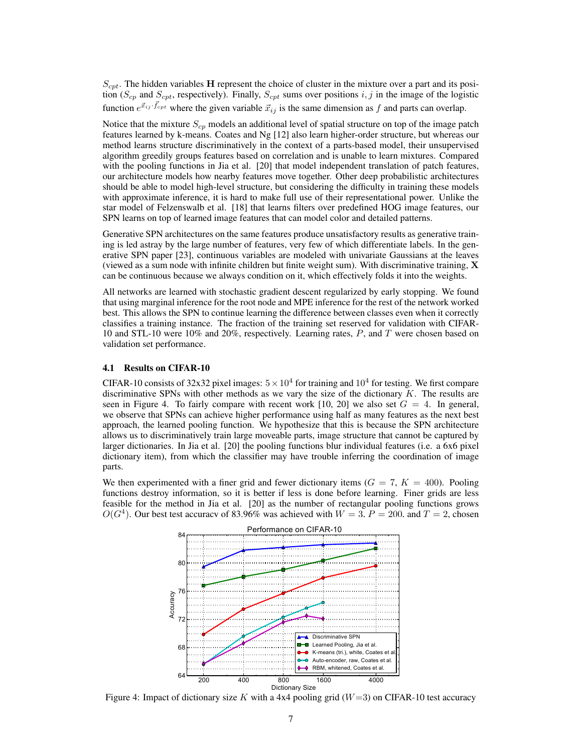$S_{cpt}$. The hidden variables $\mathbf{H}$ represent the choice of cluster in the mixture over a part and its position ($S_{cp}$ and $S_{cpt}$, respectively). Finally, $S_{cpt}$ sums over positions $i, j$ in the image of the logistic function $e^{\vec{x}_{ij} \cdot \vec{f}_{cpt}}$ where the given variable $\vec{x}_{ij}$ is the same dimension as $f$ and parts can overlap.

Notice that the mixture $S_{cp}$ models an additional level of spatial structure on top of the image patch features learned by k-means. Coates and Ng [12] also learn higher-order structure, but whereas our method learns structure discriminatively in the context of a parts-based model, their unsupervised algorithm greedily groups features based on correlation and is unable to learn mixtures. Compared with the pooling functions in Jia et al. [20] that model independent translation of patch features, our architecture models how nearby features move together. Other deep probabilistic architectures should be able to model high-level structure, but considering the difficulty in training these models with approximate inference, it is hard to make full use of their representational power. Unlike the star model of Felzenswalb et al. [18] that learns filters over predefined HOG image features, our SPN learns on top of learned image features that can model color and detailed patterns.

Generative SPN architectures on the same features produce unsatisfactory results as generative training is led astray by the large number of features, very few of which differentiate labels. In the generative SPN paper [23], continuous variables are modeled with univariate Gaussians at the leaves (viewed as a sum node with infinite children but finite weight sum). With discriminative training, $\mathbf{X}$ can be continuous because we always condition on it, which effectively folds it into the weights.

All networks are learned with stochastic gradient descent regularized by early stopping. We found that using marginal inference for the root node and MPE inference for the rest of the network worked best. This allows the SPN to continue learning the difference between classes even when it correctly classifies a training instance. The fraction of the training set reserved for validation with CIFAR-10 and STL-10 were 10% and 20%, respectively. Learning rates, $P$, and $T$ were chosen based on validation set performance.

### 4.1 Results on CIFAR-10

CIFAR-10 consists of 32x32 pixel images: $5 \times 10^4$ for training and $10^4$ for testing. We first compare discriminative SPNs with other methods as we vary the size of the dictionary $K$. The results are seen in Figure 4. To fairly compare with recent work [10, 20] we also set $G = 4$. In general, we observe that SPNs can achieve higher performance using half as many features as the next best approach, the learned pooling function. We hypothesize that this is because the SPN architecture allows us to discriminatively train large moveable parts, image structure that cannot be captured by larger dictionaries. In Jia et al. [20] the pooling functions blur individual features (i.e. a 6x6 pixel dictionary item), from which the classifier may have trouble inferring the coordination of image parts.

We then experimented with a finer grid and fewer dictionary items ($G = 7$, $K = 400$). Pooling functions destroy information, so it is better if less is done before learning. Finer grids are less feasible for the method in Jia et al. [20] as the number of rectangular pooling functions grows $O(G^4)$. Our best test accuracy of 83.96% was achieved with $W = 3$, $P = 200$, and $T = 2$, chosen

Figure 4: Impact of dictionary size $K$ with a 4x4 pooling grid ($W$=3) on CIFAR-10 test accuracy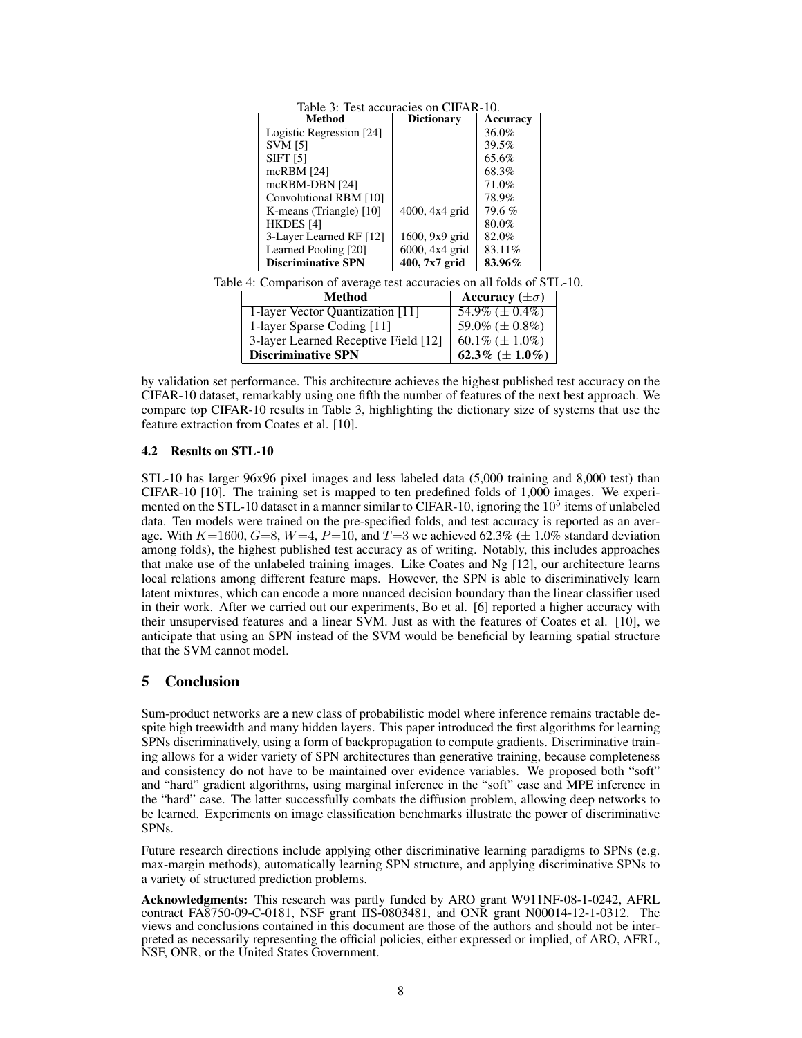Table 3: Test accuracies on CIFAR-10.

| Method | Dictionary | Accuracy |
| --- | --- | --- |
| Logistic Regression [24] | | 36.0% |
| SVM [5] | | 39.5% |
| SIFT [5] | | 65.6% |
| mcRBM [24] | | 68.3% |
| mcRBM-DBN [24] | | 71.0% |
| Convolutional RBM [10] | | 78.9% |
| K-means (Triangle) [10] | 4000, 4x4 grid | 79.6 % |
| HKDES [4] | | 80.0% |
| 3-Layer Learned RF [12] | 1600, 9x9 grid | 82.0% |
| Learned Pooling [20] | 6000, 4x4 grid | 83.11% |
| **Discriminative SPN** | **400, 7x7 grid** | **83.96%** |

Table 4: Comparison of average test accuracies on all folds of STL-10.

| Method | Accuracy ($\pm\sigma$) |
| --- | --- |
| 1-layer Vector Quantization [11] | 54.9% ($\pm$ 0.4%) |
| 1-layer Sparse Coding [11] | 59.0% ($\pm$ 0.8%) |
| 3-layer Learned Receptive Field [12] | 60.1% ($\pm$ 1.0%) |
| **Discriminative SPN** | **62.3% ($\pm$ 1.0%)** |

by validation set performance. This architecture achieves the highest published test accuracy on the CIFAR-10 dataset, remarkably using one fifth the number of features of the next best approach. We compare top CIFAR-10 results in Table 3, highlighting the dictionary size of systems that use the feature extraction from Coates et al. [10].

### 4.2 Results on STL-10

STL-10 has larger 96x96 pixel images and less labeled data (5,000 training and 8,000 test) than CIFAR-10 [10]. The training set is mapped to ten predefined folds of 1,000 images. We experimented on the STL-10 dataset in a manner similar to CIFAR-10, ignoring the $10^5$ items of unlabeled data. Ten models were trained on the pre-specified folds, and test accuracy is reported as an average. With $K$=1600, $G$=8, $W$=4, $P$=10, and $T$=3 we achieved 62.3% ($\pm$ 1.0% standard deviation among folds), the highest published test accuracy as of writing. Notably, this includes approaches that make use of the unlabeled training images. Like Coates and Ng [12], our architecture learns local relations among different feature maps. However, the SPN is able to discriminatively learn latent mixtures, which can encode a more nuanced decision boundary than the linear classifier used in their work. After we carried out our experiments, Bo et al. [6] reported a higher accuracy with their unsupervised features and a linear SVM. Just as with the features of Coates et al. [10], we anticipate that using an SPN instead of the SVM would be beneficial by learning spatial structure that the SVM cannot model.

## 5 Conclusion

Sum-product networks are a new class of probabilistic model where inference remains tractable despite high treewidth and many hidden layers. This paper introduced the first algorithms for learning SPNs discriminatively, using a form of backpropagation to compute gradients. Discriminative training allows for a wider variety of SPN architectures than generative training, because completeness and consistency do not have to be maintained over evidence variables. We proposed both "soft" and "hard" gradient algorithms, using marginal inference in the "soft" case and MPE inference in the "hard" case. The latter successfully combats the diffusion problem, allowing deep networks to be learned. Experiments on image classification benchmarks illustrate the power of discriminative SPNs.

Future research directions include applying other discriminative learning paradigms to SPNs (e.g. max-margin methods), automatically learning SPN structure, and applying discriminative SPNs to a variety of structured prediction problems.

**Acknowledgments:** This research was partly funded by ARO grant W911NF-08-1-0242, AFRL contract FA8750-09-C-0181, NSF grant IIS-0803481, and ONR grant N00014-12-1-0312. The views and conclusions contained in this document are those of the authors and should not be interpreted as necessarily representing the official policies, either expressed or implied, of ARO, AFRL, NSF, ONR, or the United States Government.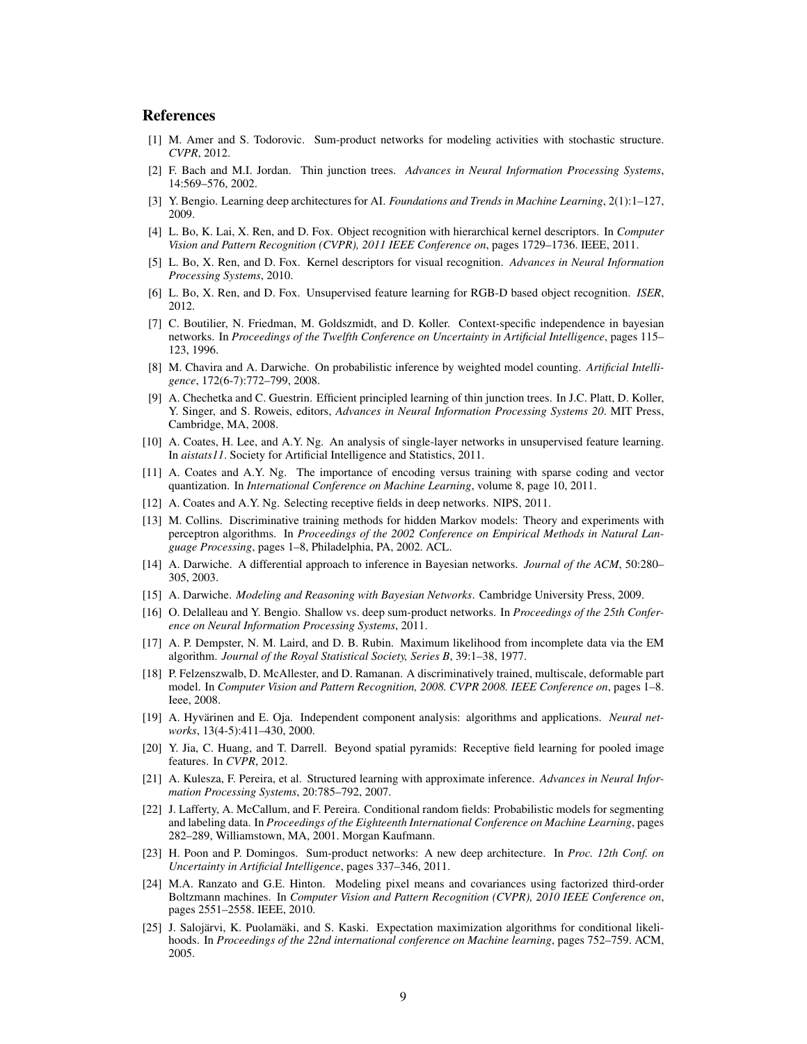## References

[1] M. Amer and S. Todorovic. Sum-product networks for modeling activities with stochastic structure. *CVPR*, 2012.

[2] F. Bach and M.I. Jordan. Thin junction trees. *Advances in Neural Information Processing Systems*, 14:569–576, 2002.

[3] Y. Bengio. Learning deep architectures for AI. *Foundations and Trends in Machine Learning*, 2(1):1–127, 2009.

[4] L. Bo, K. Lai, X. Ren, and D. Fox. Object recognition with hierarchical kernel descriptors. In *Computer Vision and Pattern Recognition (CVPR), 2011 IEEE Conference on*, pages 1729–1736. IEEE, 2011.

[5] L. Bo, X. Ren, and D. Fox. Kernel descriptors for visual recognition. *Advances in Neural Information Processing Systems*, 2010.

[6] L. Bo, X. Ren, and D. Fox. Unsupervised feature learning for RGB-D based object recognition. *ISER*, 2012.

[7] C. Boutilier, N. Friedman, M. Goldszmidt, and D. Koller. Context-specific independence in bayesian networks. In *Proceedings of the Twelfth Conference on Uncertainty in Artificial Intelligence*, pages 115–123, 1996.

[8] M. Chavira and A. Darwiche. On probabilistic inference by weighted model counting. *Artificial Intelligence*, 172(6-7):772–799, 2008.

[9] A. Chechetka and C. Guestrin. Efficient principled learning of thin junction trees. In J.C. Platt, D. Koller, Y. Singer, and S. Roweis, editors, *Advances in Neural Information Processing Systems 20*. MIT Press, Cambridge, MA, 2008.

[10] A. Coates, H. Lee, and A.Y. Ng. An analysis of single-layer networks in unsupervised feature learning. In *aistats11*. Society for Artificial Intelligence and Statistics, 2011.

[11] A. Coates and A.Y. Ng. The importance of encoding versus training with sparse coding and vector quantization. In *International Conference on Machine Learning*, volume 8, page 10, 2011.

[12] A. Coates and A.Y. Ng. Selecting receptive fields in deep networks. NIPS, 2011.

[13] M. Collins. Discriminative training methods for hidden Markov models: Theory and experiments with perceptron algorithms. In *Proceedings of the 2002 Conference on Empirical Methods in Natural Language Processing*, pages 1–8, Philadelphia, PA, 2002. ACL.

[14] A. Darwiche. A differential approach to inference in Bayesian networks. *Journal of the ACM*, 50:280–305, 2003.

[15] A. Darwiche. *Modeling and Reasoning with Bayesian Networks*. Cambridge University Press, 2009.

[16] O. Delalleau and Y. Bengio. Shallow vs. deep sum-product networks. In *Proceedings of the 25th Conference on Neural Information Processing Systems*, 2011.

[17] A. P. Dempster, N. M. Laird, and D. B. Rubin. Maximum likelihood from incomplete data via the EM algorithm. *Journal of the Royal Statistical Society, Series B*, 39:1–38, 1977.

[18] P. Felzenszwalb, D. McAllester, and D. Ramanan. A discriminatively trained, multiscale, deformable part model. In *Computer Vision and Pattern Recognition, 2008. CVPR 2008. IEEE Conference on*, pages 1–8. Ieee, 2008.

[19] A. Hyvärinen and E. Oja. Independent component analysis: algorithms and applications. *Neural networks*, 13(4-5):411–430, 2000.

[20] Y. Jia, C. Huang, and T. Darrell. Beyond spatial pyramids: Receptive field learning for pooled image features. In *CVPR*, 2012.

[21] A. Kulesza, F. Pereira, et al. Structured learning with approximate inference. *Advances in Neural Information Processing Systems*, 20:785–792, 2007.

[22] J. Lafferty, A. McCallum, and F. Pereira. Conditional random fields: Probabilistic models for segmenting and labeling data. In *Proceedings of the Eighteenth International Conference on Machine Learning*, pages 282–289, Williamstown, MA, 2001. Morgan Kaufmann.

[23] H. Poon and P. Domingos. Sum-product networks: A new deep architecture. In *Proc. 12th Conf. on Uncertainty in Artificial Intelligence*, pages 337–346, 2011.

[24] M.A. Ranzato and G.E. Hinton. Modeling pixel means and covariances using factorized third-order Boltzmann machines. In *Computer Vision and Pattern Recognition (CVPR), 2010 IEEE Conference on*, pages 2551–2558. IEEE, 2010.

[25] J. Salojärvi, K. Puolamäki, and S. Kaski. Expectation maximization algorithms for conditional likelihoods. In *Proceedings of the 22nd international conference on Machine learning*, pages 752–759. ACM, 2005.